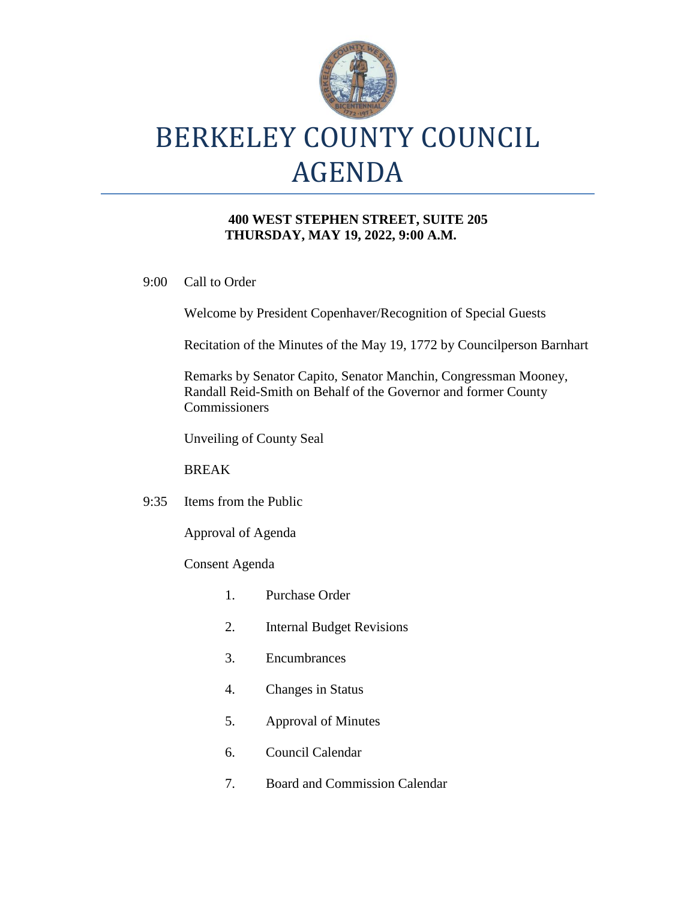# BERKELEY COUNTY COUNCIL AGENDA

**400 WEST STEPHEN STREET, SUITE 205**
**THURSDAY, MAY 19, 2022, 9:00 A.M.**

9:00 Call to Order

Welcome by President Copenhaver/Recognition of Special Guests

Recitation of the Minutes of the May 19, 1772 by Councilperson Barnhart

Remarks by Senator Capito, Senator Manchin, Congressman Mooney, Randall Reid-Smith on Behalf of the Governor and former County Commissioners

Unveiling of County Seal

BREAK

9:35 Items from the Public

Approval of Agenda

Consent Agenda

1. Purchase Order
2. Internal Budget Revisions
3. Encumbrances
4. Changes in Status
5. Approval of Minutes
6. Council Calendar
7. Board and Commission Calendar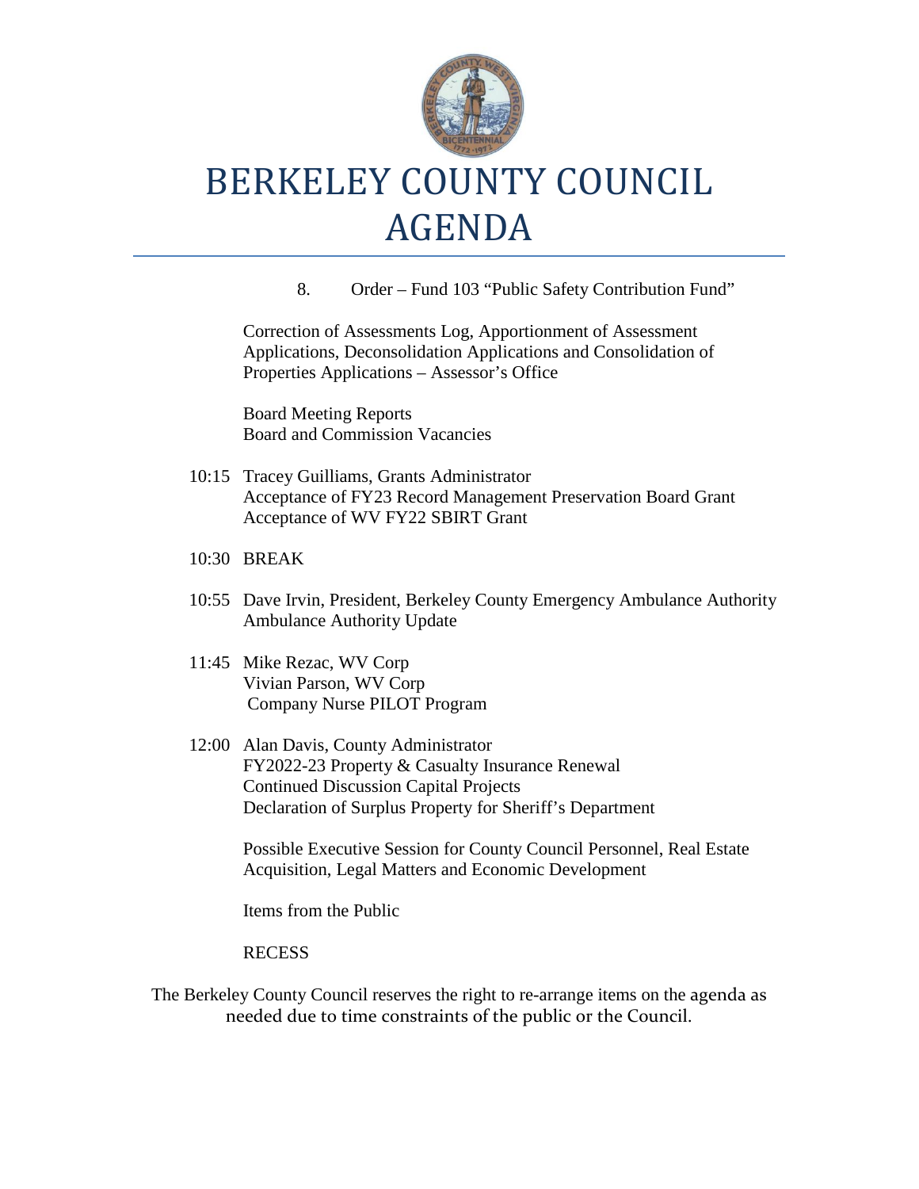# BERKELEY COUNTY COUNCIL AGENDA

8. Order – Fund 103 "Public Safety Contribution Fund"

Correction of Assessments Log, Apportionment of Assessment Applications, Deconsolidation Applications and Consolidation of Properties Applications – Assessor's Office

Board Meeting Reports
Board and Commission Vacancies

10:15 Tracey Guilliams, Grants Administrator
Acceptance of FY23 Record Management Preservation Board Grant
Acceptance of WV FY22 SBIRT Grant

10:30 BREAK

10:55 Dave Irvin, President, Berkeley County Emergency Ambulance Authority
Ambulance Authority Update

11:45 Mike Rezac, WV Corp
Vivian Parson, WV Corp
Company Nurse PILOT Program

12:00 Alan Davis, County Administrator
FY2022-23 Property & Casualty Insurance Renewal
Continued Discussion Capital Projects
Declaration of Surplus Property for Sheriff's Department

Possible Executive Session for County Council Personnel, Real Estate Acquisition, Legal Matters and Economic Development

Items from the Public

RECESS

The Berkeley County Council reserves the right to re-arrange items on the agenda as needed due to time constraints of the public or the Council.